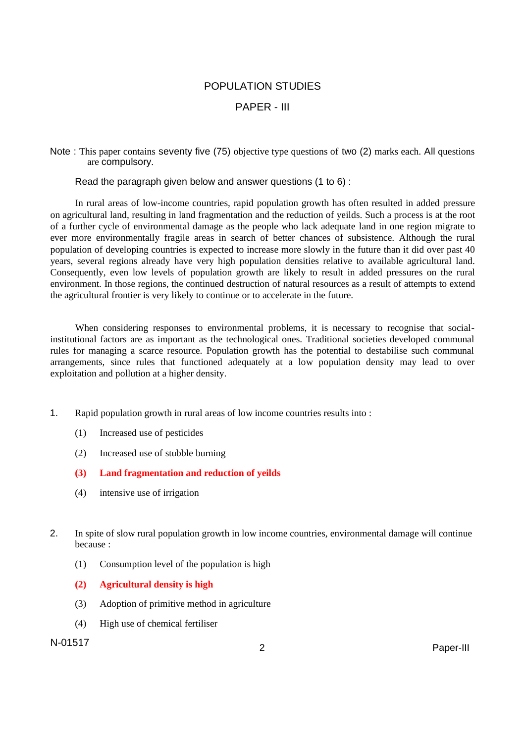# POPULATION STUDIES

## PAPER - III

**Note :** This paper contains seventy five (75) objective type questions of two (2) marks each. All questions are compulsory.

Read the paragraph given below and answer questions (1 to 6) :

In rural areas of low-income countries, rapid population growth has often resulted in added pressure on agricultural land, resulting in land fragmentation and the reduction of yeilds. Such a process is at the root of a further cycle of environmental damage as the people who lack adequate land in one region migrate to ever more environmentally fragile areas in search of better chances of subsistence. Although the rural population of developing countries is expected to increase more slowly in the future than it did over past 40 years, several regions already have very high population densities relative to available agricultural land. Consequently, even low levels of population growth are likely to result in added pressures on the rural environment. In those regions, the continued destruction of natural resources as a result of attempts to extend the agricultural frontier is very likely to continue or to accelerate in the future.

When considering responses to environmental problems, it is necessary to recognise that social-institutional factors are as important as the technological ones. Traditional societies developed communal rules for managing a scarce resource. Population growth has the potential to destabilise such communal arrangements, since rules that functioned adequately at a low population density may lead to over exploitation and pollution at a higher density.

1. Rapid population growth in rural areas of low income countries results into :
   - (1) Increased use of pesticides
   - (2) Increased use of stubble burning
   - **(3) Land fragmentation and reduction of yeilds**
   - (4) intensive use of irrigation

2. In spite of slow rural population growth in low income countries, environmental damage will continue because :
   - (1) Consumption level of the population is high
   - **(2) Agricultural density is high**
   - (3) Adoption of primitive method in agriculture
   - (4) High use of chemical fertiliser

N-01517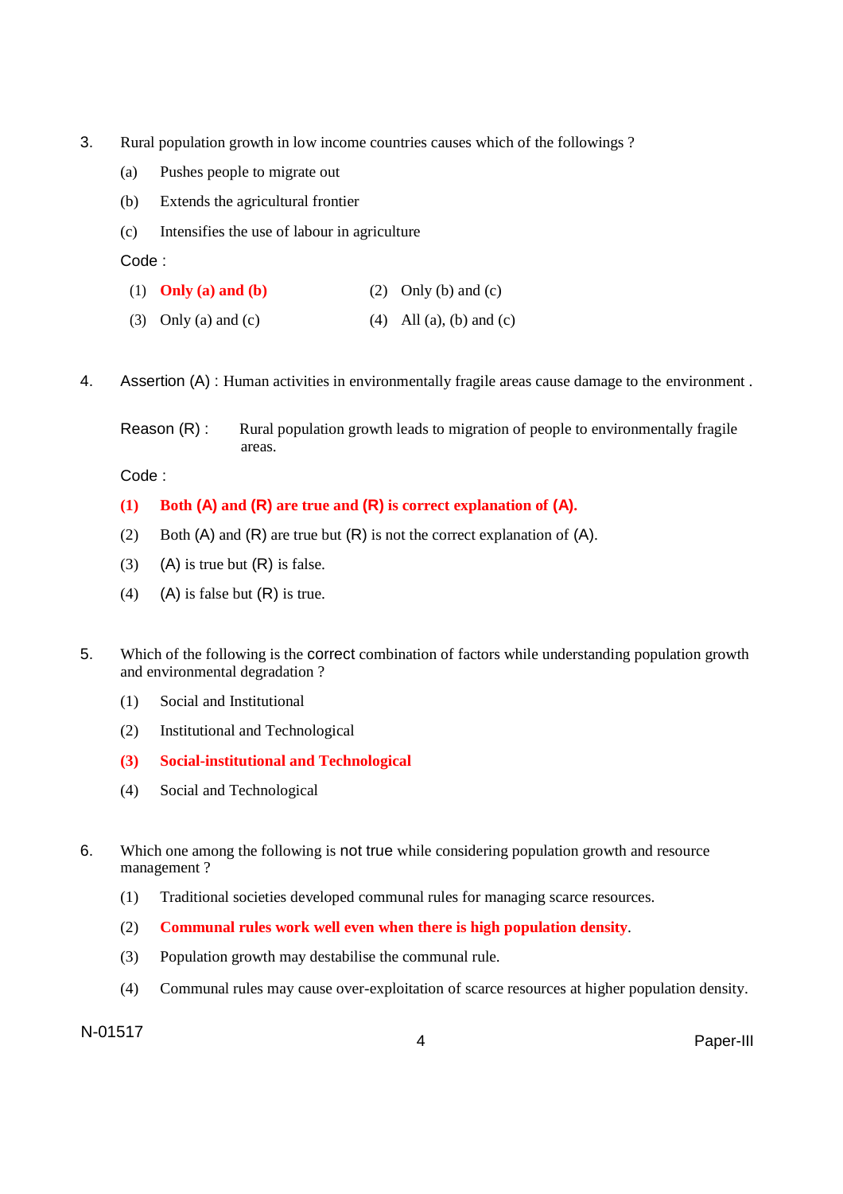3. Rural population growth in low income countries causes which of the followings ?

   (a) Pushes people to migrate out

   (b) Extends the agricultural frontier

   (c) Intensifies the use of labour in agriculture

   Code :

   (1) **Only (a) and (b)**  (2) Only (b) and (c)

   (3) Only (a) and (c)  (4) All (a), (b) and (c)

4. Assertion (A) : Human activities in environmentally fragile areas cause damage to the environment .

   Reason (R) : Rural population growth leads to migration of people to environmentally fragile areas.

   Code :

   **(1) Both (A) and (R) are true and (R) is correct explanation of (A).**

   (2) Both (A) and (R) are true but (R) is not the correct explanation of (A).

   (3) (A) is true but (R) is false.

   (4) (A) is false but (R) is true.

5. Which of the following is the correct combination of factors while understanding population growth and environmental degradation ?

   (1) Social and Institutional

   (2) Institutional and Technological

   **(3) Social-institutional and Technological**

   (4) Social and Technological

6. Which one among the following is not true while considering population growth and resource management ?

   (1) Traditional societies developed communal rules for managing scarce resources.

   (2) **Communal rules work well even when there is high population density**.

   (3) Population growth may destabilise the communal rule.

   (4) Communal rules may cause over-exploitation of scarce resources at higher population density.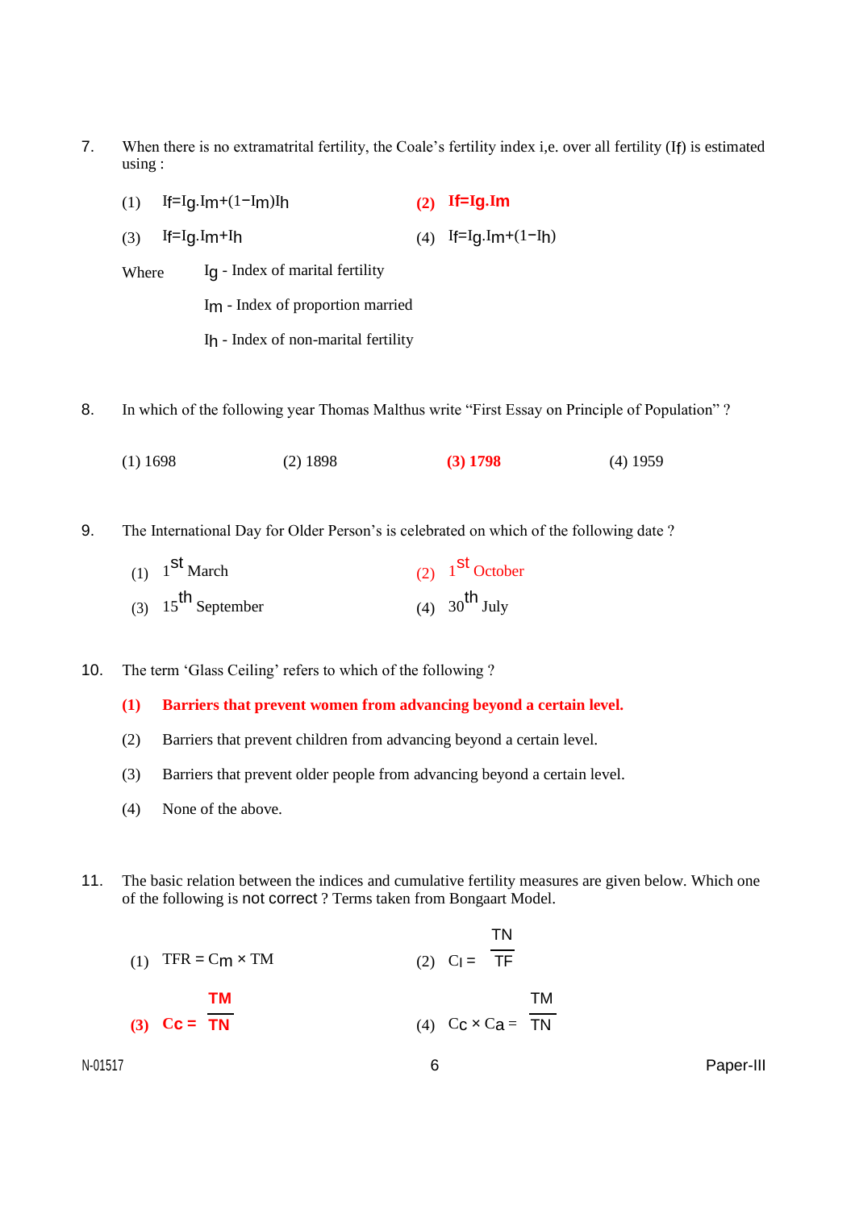7. When there is no extramatrital fertility, the Coale's fertility index i,e. over all fertility ($I_f$) is estimated using :

(1) $I_f = I_g . I_m + (1 - I_m) I_h$

**(2) $I_f = I_g . I_m$**

(3) $I_f = I_g . I_m + I_h$

(4) $I_f = I_g . I_m + (1 - I_h)$

Where $I_g$ - Index of marital fertility

$I_m$ - Index of proportion married

$I_h$ - Index of non-marital fertility

8. In which of the following year Thomas Malthus write "First Essay on Principle of Population" ?

(1) 1698 (2) 1898 **(3) 1798** (4) 1959

9. The International Day for Older Person's is celebrated on which of the following date ?

(1) $1^{st}$ March

(2) $1^{st}$ October

(3) $15^{th}$ September

(4) $30^{th}$ July

10. The term 'Glass Ceiling' refers to which of the following ?

**(1) Barriers that prevent women from advancing beyond a certain level.**

(2) Barriers that prevent children from advancing beyond a certain level.

(3) Barriers that prevent older people from advancing beyond a certain level.

(4) None of the above.

11. The basic relation between the indices and cumulative fertility measures are given below. Which one of the following is not correct ? Terms taken from Bongaart Model.

(1) $TFR = C_m \times TM$

(2) $C_I = \frac{TN}{TF}$

**(3) $C_c = \frac{TM}{TN}$**

(4) $C_c \times C_a = \frac{TM}{TN}$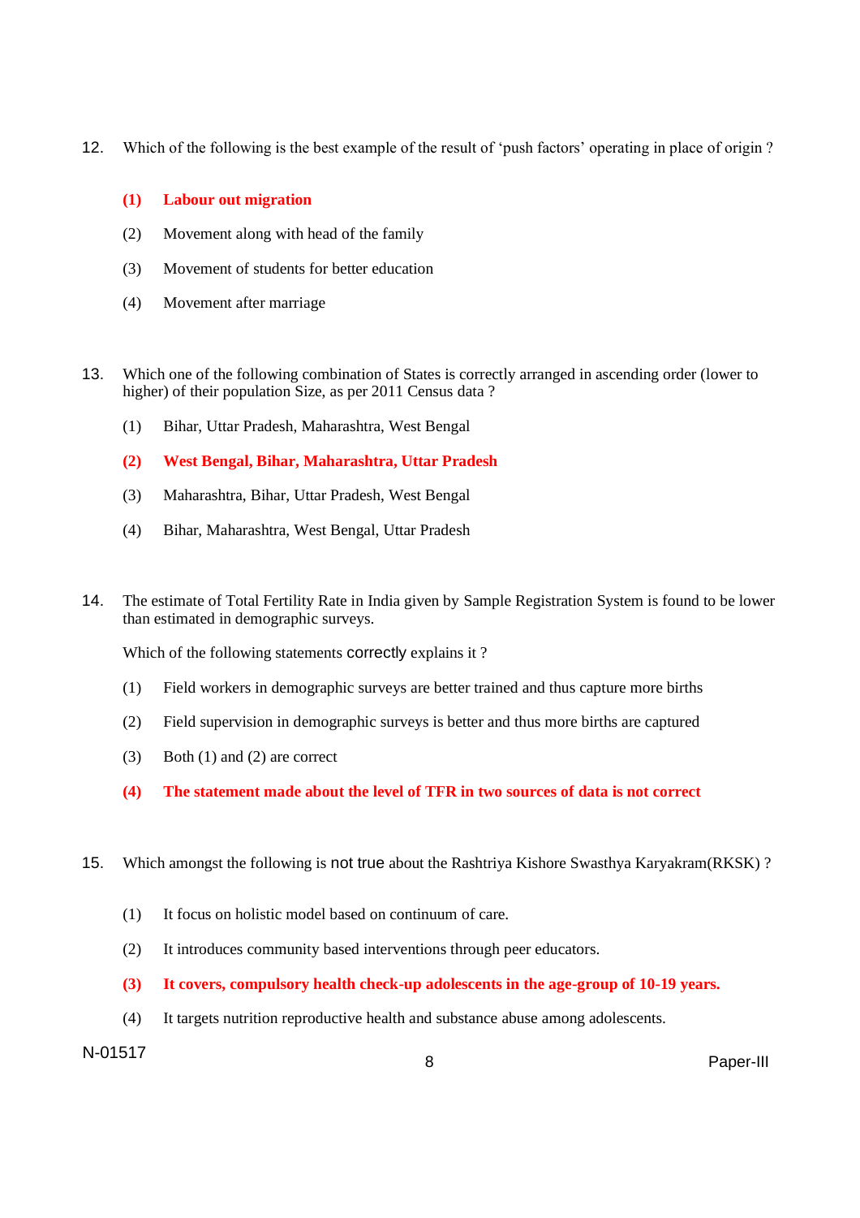12. Which of the following is the best example of the result of 'push factors' operating in place of origin ?

    **(1) Labour out migration**

    (2) Movement along with head of the family

    (3) Movement of students for better education

    (4) Movement after marriage

13. Which one of the following combination of States is correctly arranged in ascending order (lower to higher) of their population Size, as per 2011 Census data ?

    (1) Bihar, Uttar Pradesh, Maharashtra, West Bengal

    **(2) West Bengal, Bihar, Maharashtra, Uttar Pradesh**

    (3) Maharashtra, Bihar, Uttar Pradesh, West Bengal

    (4) Bihar, Maharashtra, West Bengal, Uttar Pradesh

14. The estimate of Total Fertility Rate in India given by Sample Registration System is found to be lower than estimated in demographic surveys.

    Which of the following statements correctly explains it ?

    (1) Field workers in demographic surveys are better trained and thus capture more births

    (2) Field supervision in demographic surveys is better and thus more births are captured

    (3) Both (1) and (2) are correct

    **(4) The statement made about the level of TFR in two sources of data is not correct**

15. Which amongst the following is not true about the Rashtriya Kishore Swasthya Karyakram(RKSK) ?

    (1) It focus on holistic model based on continuum of care.

    (2) It introduces community based interventions through peer educators.

    **(3) It covers, compulsory health check-up adolescents in the age-group of 10-19 years.**

    (4) It targets nutrition reproductive health and substance abuse among adolescents.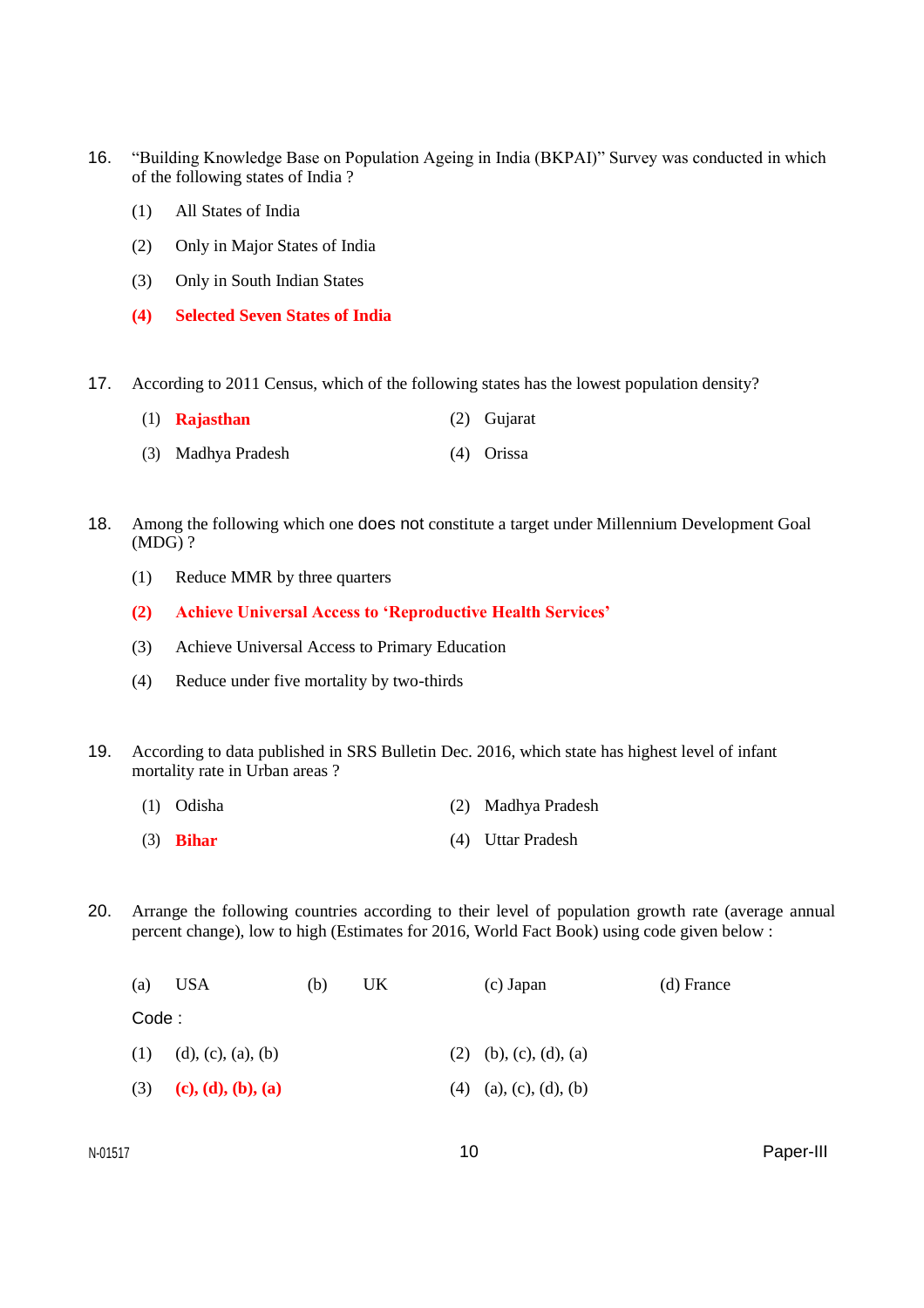16. "Building Knowledge Base on Population Ageing in India (BKPAI)" Survey was conducted in which of the following states of India ?

    (1) All States of India

    (2) Only in Major States of India

    (3) Only in South Indian States

    **(4) Selected Seven States of India**

17. According to 2011 Census, which of the following states has the lowest population density?

    (1) **Rajasthan**

    (2) Gujarat

    (3) Madhya Pradesh

    (4) Orissa

18. Among the following which one does not constitute a target under Millennium Development Goal (MDG) ?

    (1) Reduce MMR by three quarters

    **(2) Achieve Universal Access to 'Reproductive Health Services'**

    (3) Achieve Universal Access to Primary Education

    (4) Reduce under five mortality by two-thirds

19. According to data published in SRS Bulletin Dec. 2016, which state has highest level of infant mortality rate in Urban areas ?

    (1) Odisha

    (2) Madhya Pradesh

    (3) **Bihar**

    (4) Uttar Pradesh

20. Arrange the following countries according to their level of population growth rate (average annual percent change), low to high (Estimates for 2016, World Fact Book) using code given below :

    (a) USA
    (b) UK
    (c) Japan
    (d) France

    Code :

    (1) (d), (c), (a), (b)

    (2) (b), (c), (d), (a)

    (3) **(c), (d), (b), (a)**

    (4) (a), (c), (d), (b)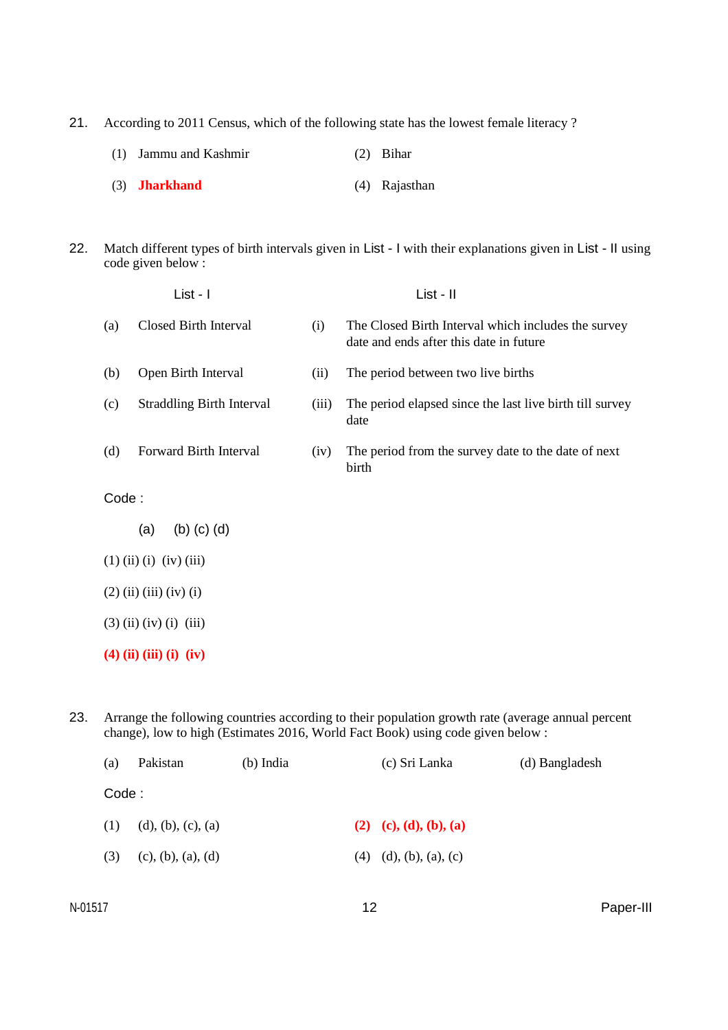21. According to 2011 Census, which of the following state has the lowest female literacy ?

    (1) Jammu and Kashmir
    (2) Bihar
    (3) **Jharkhand**
    (4) Rajasthan

22. Match different types of birth intervals given in List - I with their explanations given in List - II using code given below :

| | List - I | | List - II |
|---|---|---|---|
| (a) | Closed Birth Interval | (i) | The Closed Birth Interval which includes the survey date and ends after this date in future |
| (b) | Open Birth Interval | (ii) | The period between two live births |
| (c) | Straddling Birth Interval | (iii) | The period elapsed since the last live birth till survey date |
| (d) | Forward Birth Interval | (iv) | The period from the survey date to the date of next birth |

Code :

| | (a) | (b) | (c) | (d) |
|---|---|---|---|---|
| (1) | (ii) | (i) | (iv) | (iii) |
| (2) | (ii) | (iii) | (iv) | (i) |
| (3) | (ii) | (iv) | (i) | (iii) |
| **(4)** | **(ii)** | **(iii)** | **(i)** | **(iv)** |

23. Arrange the following countries according to their population growth rate (average annual percent change), low to high (Estimates 2016, World Fact Book) using code given below :

    (a) Pakistan (b) India (c) Sri Lanka (d) Bangladesh

    Code :

    (1) (d), (b), (c), (a)
    **(2) (c), (d), (b), (a)**
    (3) (c), (b), (a), (d)
    (4) (d), (b), (a), (c)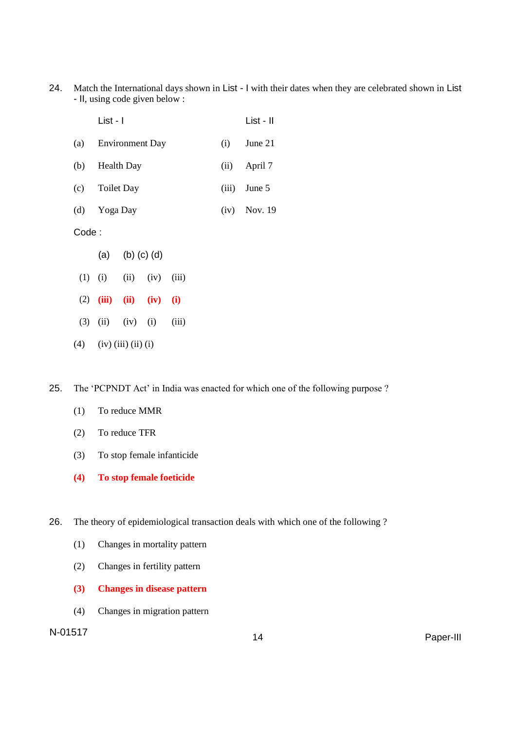24. Match the International days shown in List - I with their dates when they are celebrated shown in List - II, using code given below :

| List - I | | List - II | |
|---|---|---|---|
| (a) | Environment Day | (i) | June 21 |
| (b) | Health Day | (ii) | April 7 |
| (c) | Toilet Day | (iii) | June 5 |
| (d) | Yoga Day | (iv) | Nov. 19 |

Code :

| | (a) | (b) | (c) | (d) |
|---|---|---|---|---|
| (1) | (i) | (ii) | (iv) | (iii) |
| (2) | **(iii)** | **(ii)** | **(iv)** | **(i)** |
| (3) | (ii) | (iv) | (i) | (iii) |
| (4) | (iv) | (iii) | (ii) | (i) |

25. The 'PCPNDT Act' in India was enacted for which one of the following purpose ?

(1) To reduce MMR

(2) To reduce TFR

(3) To stop female infanticide

**(4) To stop female foeticide**

26. The theory of epidemiological transaction deals with which one of the following ?

(1) Changes in mortality pattern

(2) Changes in fertility pattern

**(3) Changes in disease pattern**

(4) Changes in migration pattern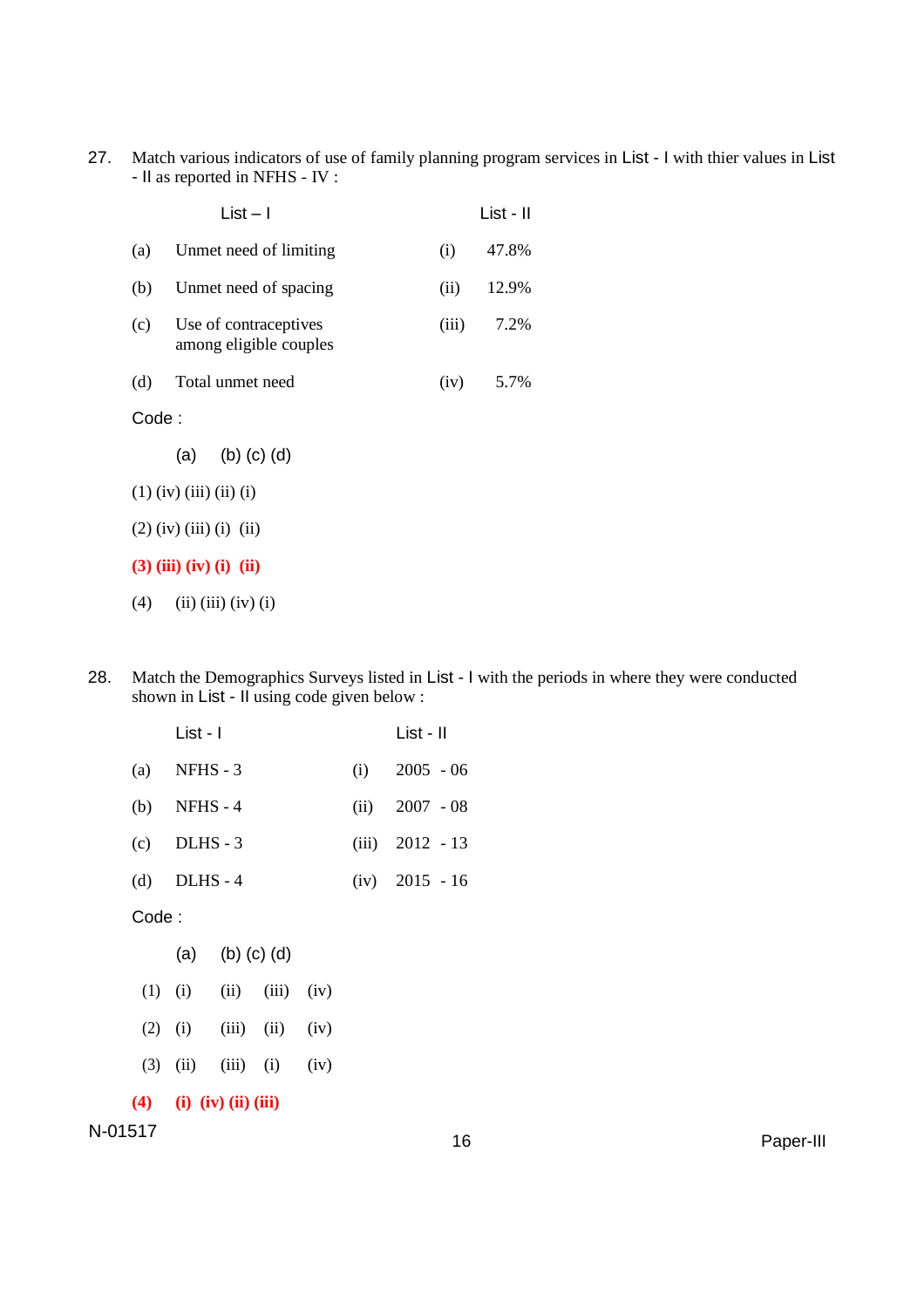27. Match various indicators of use of family planning program services in List - I with thier values in List - II as reported in NFHS - IV :

| | List – I | | List - II |
|---|---|---|---|
| (a) | Unmet need of limiting | (i) | 47.8% |
| (b) | Unmet need of spacing | (ii) | 12.9% |
| (c) | Use of contraceptives among eligible couples | (iii) | 7.2% |
| (d) | Total unmet need | (iv) | 5.7% |

Code :

| | (a) | (b) | (c) | (d) |
|---|---|---|---|---|
| (1) | (iv) | (iii) | (ii) | (i) |
| (2) | (iv) | (iii) | (i) | (ii) |
| **(3)** | **(iii)** | **(iv)** | **(i)** | **(ii)** |
| (4) | (ii) | (iii) | (iv) | (i) |

28. Match the Demographics Surveys listed in List - I with the periods in where they were conducted shown in List - II using code given below :

| | List - I | | List - II |
|---|---|---|---|
| (a) | NFHS - 3 | (i) | 2005 - 06 |
| (b) | NFHS - 4 | (ii) | 2007 - 08 |
| (c) | DLHS - 3 | (iii) | 2012 - 13 |
| (d) | DLHS - 4 | (iv) | 2015 - 16 |

Code :

| | (a) | (b) | (c) | (d) |
|---|---|---|---|---|
| (1) | (i) | (ii) | (iii) | (iv) |
| (2) | (i) | (iii) | (ii) | (iv) |
| (3) | (ii) | (iii) | (i) | (iv) |
| **(4)** | **(i)** | **(iv)** | **(ii)** | **(iii)** |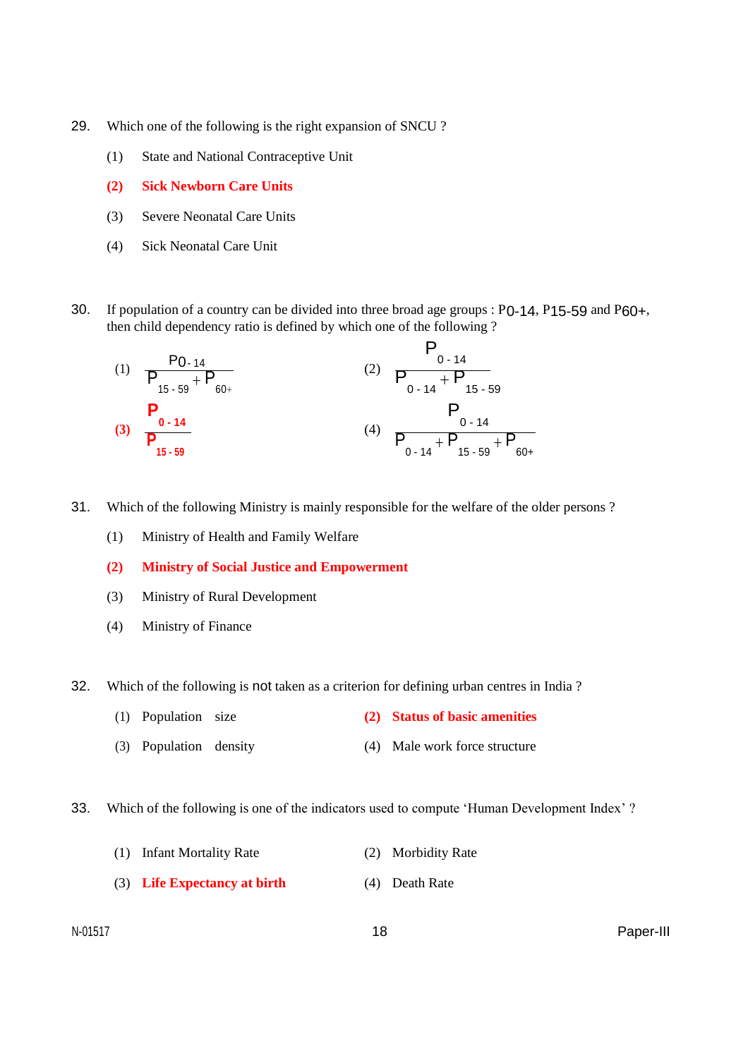29. Which one of the following is the right expansion of SNCU ?

   (1) State and National Contraceptive Unit

   **(2) Sick Newborn Care Units**

   (3) Severe Neonatal Care Units

   (4) Sick Neonatal Care Unit

30. If population of a country can be divided into three broad age groups : $P_{0-14}$, $P_{15-59}$ and $P_{60+}$, then child dependency ratio is defined by which one of the following ?

   (1) $\dfrac{P_{0-14}}{P_{15-59} + P_{60+}}$

   (2) $\dfrac{P_{0-14}}{P_{0-14} + P_{15-59}}$

   **(3) $\dfrac{P_{0-14}}{P_{15-59}}$**

   (4) $\dfrac{P_{0-14}}{P_{0-14} + P_{15-59} + P_{60+}}$

31. Which of the following Ministry is mainly responsible for the welfare of the older persons ?

   (1) Ministry of Health and Family Welfare

   **(2) Ministry of Social Justice and Empowerment**

   (3) Ministry of Rural Development

   (4) Ministry of Finance

32. Which of the following is not taken as a criterion for defining urban centres in India ?

   (1) Population size

   **(2) Status of basic amenities**

   (3) Population density

   (4) Male work force structure

33. Which of the following is one of the indicators used to compute 'Human Development Index' ?

   (1) Infant Mortality Rate

   (2) Morbidity Rate

   **(3) Life Expectancy at birth**

   (4) Death Rate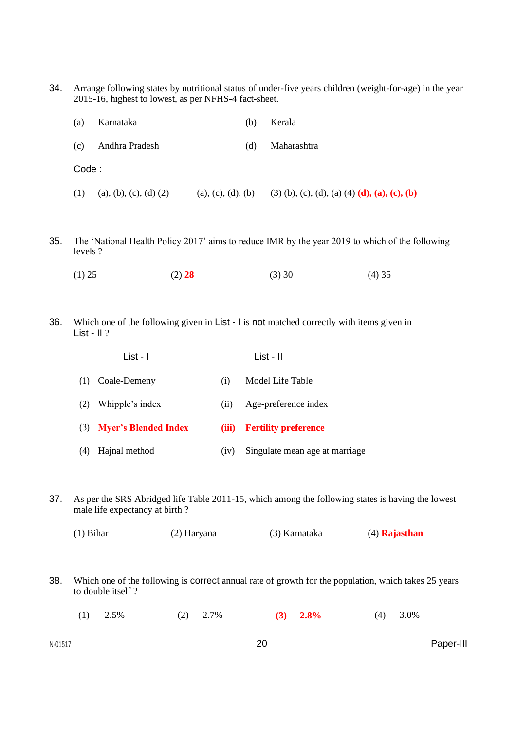34. Arrange following states by nutritional status of under-five years children (weight-for-age) in the year 2015-16, highest to lowest, as per NFHS-4 fact-sheet.

(a) Karnataka (b) Kerala

(c) Andhra Pradesh (d) Maharashtra

Code :

(1) (a), (b), (c), (d) (2) (a), (c), (d), (b) (3) (b), (c), (d), (a) (4) **(d), (a), (c), (b)**

35. The 'National Health Policy 2017' aims to reduce IMR by the year 2019 to which of the following levels ?

(1) 25 (2) **28** (3) 30 (4) 35

36. Which one of the following given in List - I is not matched correctly with items given in List - II ?

| | List - I | | List - II |
|---|---|---|---|
| (1) | Coale-Demeny | (i) | Model Life Table |
| (2) | Whipple's index | (ii) | Age-preference index |
| (3) | **Myer's Blended Index** | **(iii)** | **Fertility preference** |
| (4) | Hajnal method | (iv) | Singulate mean age at marriage |

37. As per the SRS Abridged life Table 2011-15, which among the following states is having the lowest male life expectancy at birth ?

(1) Bihar (2) Haryana (3) Karnataka (4) **Rajasthan**

38. Which one of the following is correct annual rate of growth for the population, which takes 25 years to double itself ?

(1) 2.5% (2) 2.7% **(3) 2.8%** (4) 3.0%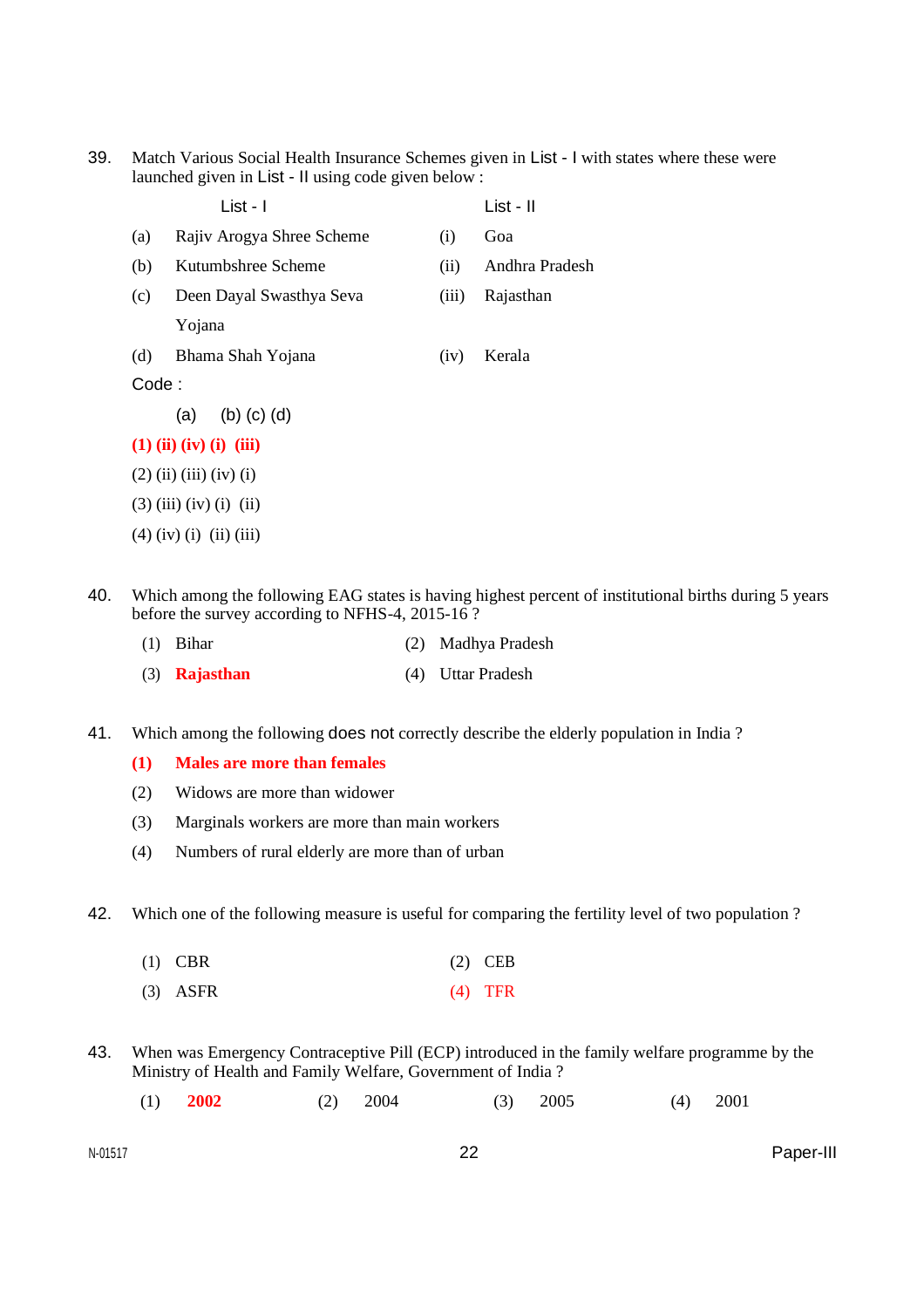39. Match Various Social Health Insurance Schemes given in List - I with states where these were launched given in List - II using code given below :

| | List - I | | List - II |
|---|---|---|---|
| (a) | Rajiv Arogya Shree Scheme | (i) | Goa |
| (b) | Kutumbshree Scheme | (ii) | Andhra Pradesh |
| (c) | Deen Dayal Swasthya Seva Yojana | (iii) | Rajasthan |
| (d) | Bhama Shah Yojana | (iv) | Kerala |

Code :

| | (a) | (b) | (c) | (d) |
|---|---|---|---|---|
| **(1)** | **(ii)** | **(iv)** | **(i)** | **(iii)** |
| (2) | (ii) | (iii) | (iv) | (i) |
| (3) | (iii) | (iv) | (i) | (ii) |
| (4) | (iv) | (i) | (ii) | (iii) |

40. Which among the following EAG states is having highest percent of institutional births during 5 years before the survey according to NFHS-4, 2015-16 ?

(1) Bihar
(2) Madhya Pradesh
(3) **Rajasthan**
(4) Uttar Pradesh

41. Which among the following does not correctly describe the elderly population in India ?

(1) **Males are more than females**
(2) Widows are more than widower
(3) Marginals workers are more than main workers
(4) Numbers of rural elderly are more than of urban

42. Which one of the following measure is useful for comparing the fertility level of two population ?

(1) CBR
(2) CEB
(3) ASFR
(4) TFR

43. When was Emergency Contraceptive Pill (ECP) introduced in the family welfare programme by the Ministry of Health and Family Welfare, Government of India ?

(1) **2002**
(2) 2004
(3) 2005
(4) 2001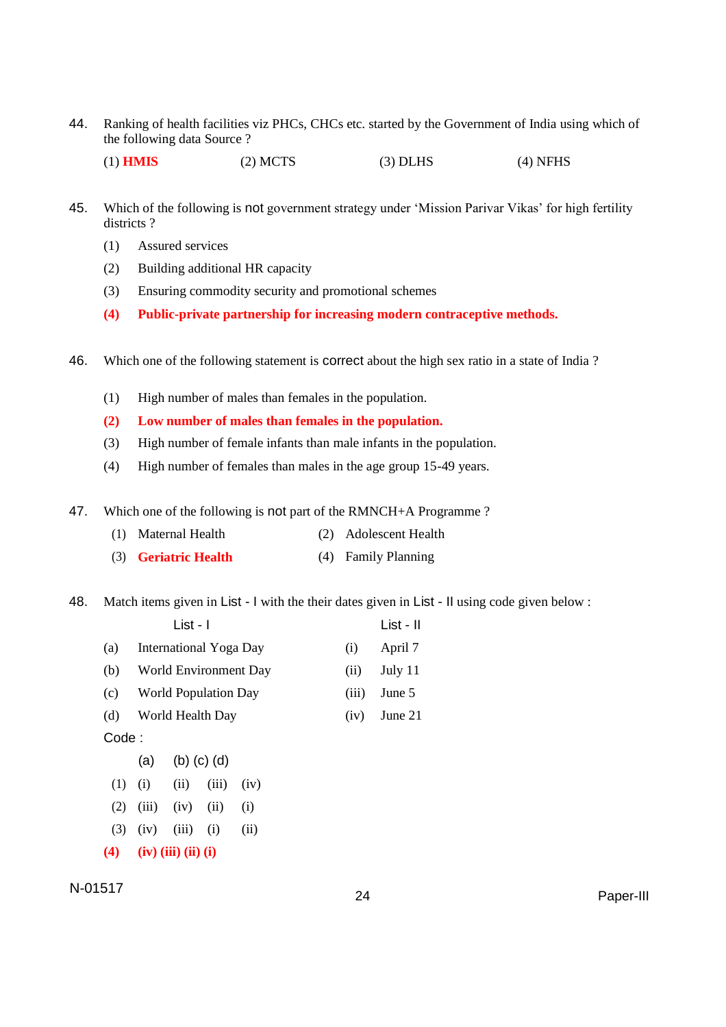44. Ranking of health facilities viz PHCs, CHCs etc. started by the Government of India using which of the following data Source ?

    (1) **HMIS** (2) MCTS (3) DLHS (4) NFHS

45. Which of the following is not government strategy under 'Mission Parivar Vikas' for high fertility districts ?

    (1) Assured services

    (2) Building additional HR capacity

    (3) Ensuring commodity security and promotional schemes

    **(4) Public-private partnership for increasing modern contraceptive methods.**

46. Which one of the following statement is correct about the high sex ratio in a state of India ?

    (1) High number of males than females in the population.

    **(2) Low number of males than females in the population.**

    (3) High number of female infants than male infants in the population.

    (4) High number of females than males in the age group 15-49 years.

47. Which one of the following is not part of the RMNCH+A Programme ?

    (1) Maternal Health (2) Adolescent Health

    (3) **Geriatric Health** (4) Family Planning

48. Match items given in List - I with the their dates given in List - II using code given below :

| | List - I | | List - II |
|---|---|---|---|
| (a) | International Yoga Day | (i) | April 7 |
| (b) | World Environment Day | (ii) | July 11 |
| (c) | World Population Day | (iii) | June 5 |
| (d) | World Health Day | (iv) | June 21 |

Code :

| | (a) | (b) | (c) | (d) |
|---|---|---|---|---|
| (1) | (i) | (ii) | (iii) | (iv) |
| (2) | (iii) | (iv) | (ii) | (i) |
| (3) | (iv) | (iii) | (i) | (ii) |
| **(4)** | **(iv)** | **(iii)** | **(ii)** | **(i)** |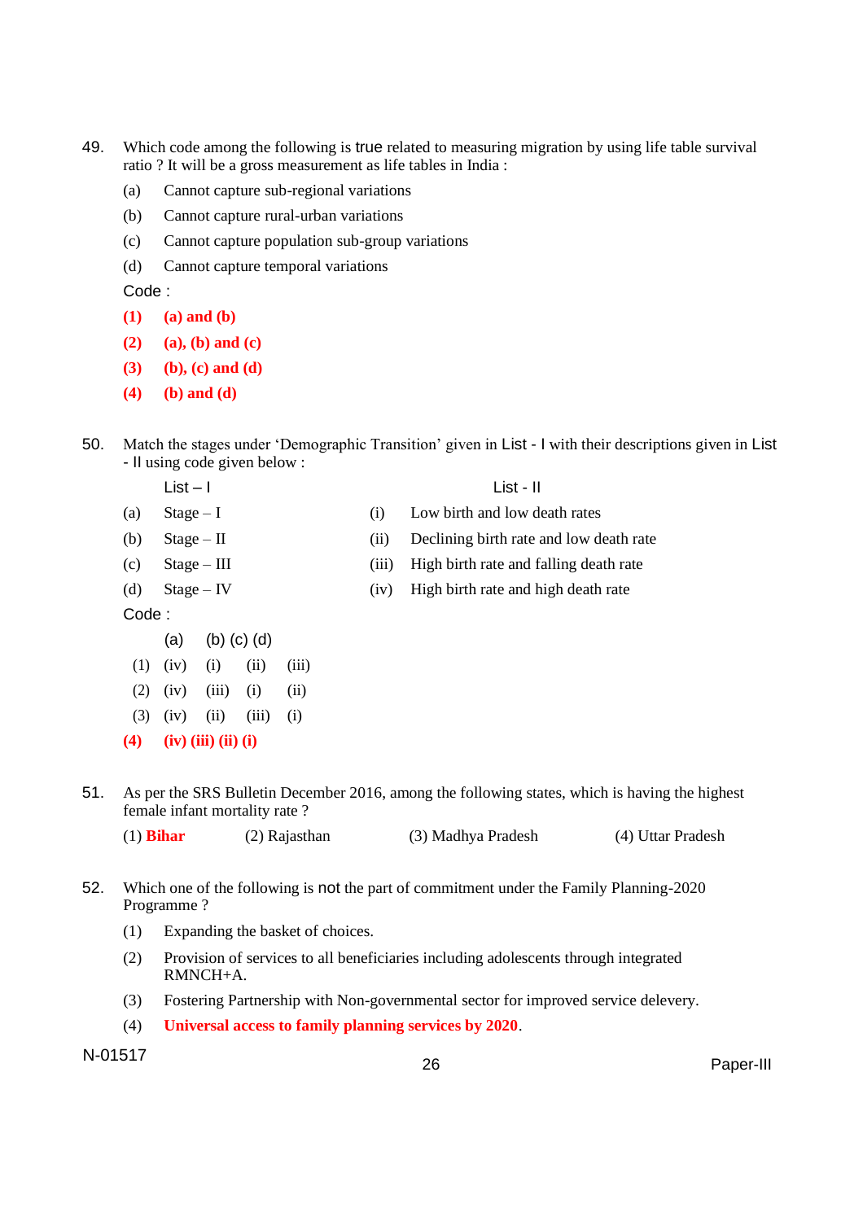49. Which code among the following is true related to measuring migration by using life table survival ratio ? It will be a gross measurement as life tables in India :

   (a) Cannot capture sub-regional variations

   (b) Cannot capture rural-urban variations

   (c) Cannot capture population sub-group variations

   (d) Cannot capture temporal variations

   Code :

   **(1) (a) and (b)**

   **(2) (a), (b) and (c)**

   **(3) (b), (c) and (d)**

   **(4) (b) and (d)**

50. Match the stages under 'Demographic Transition' given in List - I with their descriptions given in List - II using code given below :

| | List – I | | List - II |
|---|---|---|---|
| (a) | Stage – I | (i) | Low birth and low death rates |
| (b) | Stage – II | (ii) | Declining birth rate and low death rate |
| (c) | Stage – III | (iii) | High birth rate and falling death rate |
| (d) | Stage – IV | (iv) | High birth rate and high death rate |

   Code :

| | (a) | (b) | (c) | (d) |
|---|---|---|---|---|
| (1) | (iv) | (i) | (ii) | (iii) |
| (2) | (iv) | (iii) | (i) | (ii) |
| (3) | (iv) | (ii) | (iii) | (i) |
| **(4)** | **(iv)** | **(iii)** | **(ii)** | **(i)** |

51. As per the SRS Bulletin December 2016, among the following states, which is having the highest female infant mortality rate ?

   (1) **Bihar** (2) Rajasthan (3) Madhya Pradesh (4) Uttar Pradesh

52. Which one of the following is not the part of commitment under the Family Planning-2020 Programme ?

   (1) Expanding the basket of choices.

   (2) Provision of services to all beneficiaries including adolescents through integrated RMNCH+A.

   (3) Fostering Partnership with Non-governmental sector for improved service delevery.

   (4) **Universal access to family planning services by 2020**.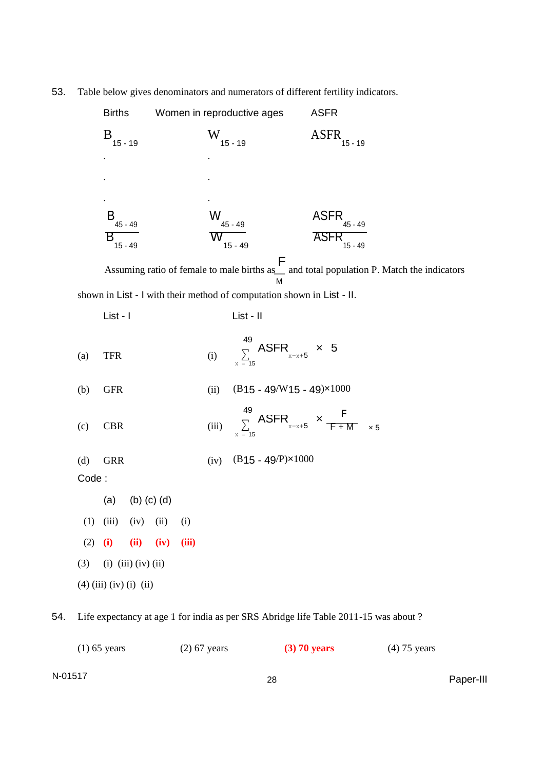53. Table below gives denominators and numerators of different fertility indicators.

| Births | Women in reproductive ages | ASFR |
|---|---|---|
| $B_{15-19}$ | $W_{15-19}$ | $ASFR_{15-19}$ |
| . | . | |
| . | . | |
| . | . | |
| $B_{45-49}$ | $W_{45-49}$ | $ASFR_{45-49}$ |
| $B_{15-49}$ | $W_{15-49}$ | $ASFR_{15-49}$ |

Assuming ratio of female to male births as $\frac{F}{M}$ and total population P. Match the indicators shown in List - I with their method of computation shown in List - II.

| List - I | | List - II | |
|---|---|---|---|
| (a) | TFR | (i) | $\sum_{x=15}^{49} ASFR_{x-x+5} \times 5$ |
| (b) | GFR | (ii) | $(B_{15-49}/W_{15-49})\times 1000$ |
| (c) | CBR | (iii) | $\sum_{x=15}^{49} ASFR_{x-x+5} \times \frac{F}{F+M} \times 5$ |
| (d) | GRR | (iv) | $(B_{15-49}/P)\times 1000$ |

Code :

| | (a) | (b) | (c) | (d) |
|---|---|---|---|---|
| (1) | (iii) | (iv) | (ii) | (i) |
| (2) | **(i)** | **(ii)** | **(iv)** | **(iii)** |
| (3) | (i) | (iii) | (iv) | (ii) |
| (4) | (iii) | (iv) | (i) | (ii) |

54. Life expectancy at age 1 for india as per SRS Abridge life Table 2011-15 was about ?

(1) 65 years (2) 67 years **(3) 70 years** (4) 75 years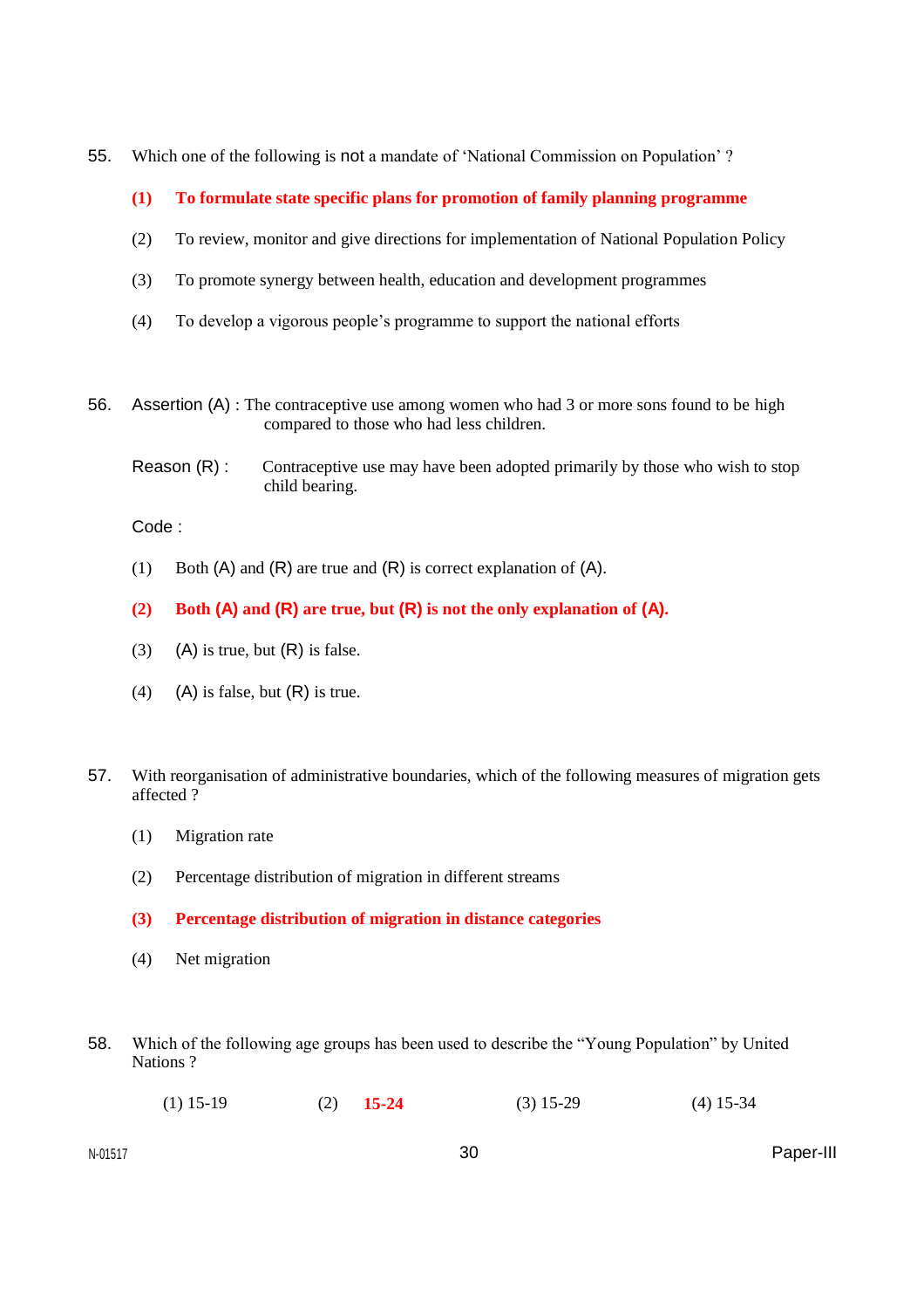55. Which one of the following is not a mandate of 'National Commission on Population' ?

    **(1) To formulate state specific plans for promotion of family planning programme**

    (2) To review, monitor and give directions for implementation of National Population Policy

    (3) To promote synergy between health, education and development programmes

    (4) To develop a vigorous people's programme to support the national efforts

56. Assertion (A) : The contraceptive use among women who had 3 or more sons found to be high compared to those who had less children.

    Reason (R) : Contraceptive use may have been adopted primarily by those who wish to stop child bearing.

    Code :

    (1) Both (A) and (R) are true and (R) is correct explanation of (A).

    **(2) Both (A) and (R) are true, but (R) is not the only explanation of (A).**

    (3) (A) is true, but (R) is false.

    (4) (A) is false, but (R) is true.

57. With reorganisation of administrative boundaries, which of the following measures of migration gets affected ?

    (1) Migration rate

    (2) Percentage distribution of migration in different streams

    **(3) Percentage distribution of migration in distance categories**

    (4) Net migration

58. Which of the following age groups has been used to describe the "Young Population" by United Nations ?

    (1) 15-19 (2) **15-24** (3) 15-29 (4) 15-34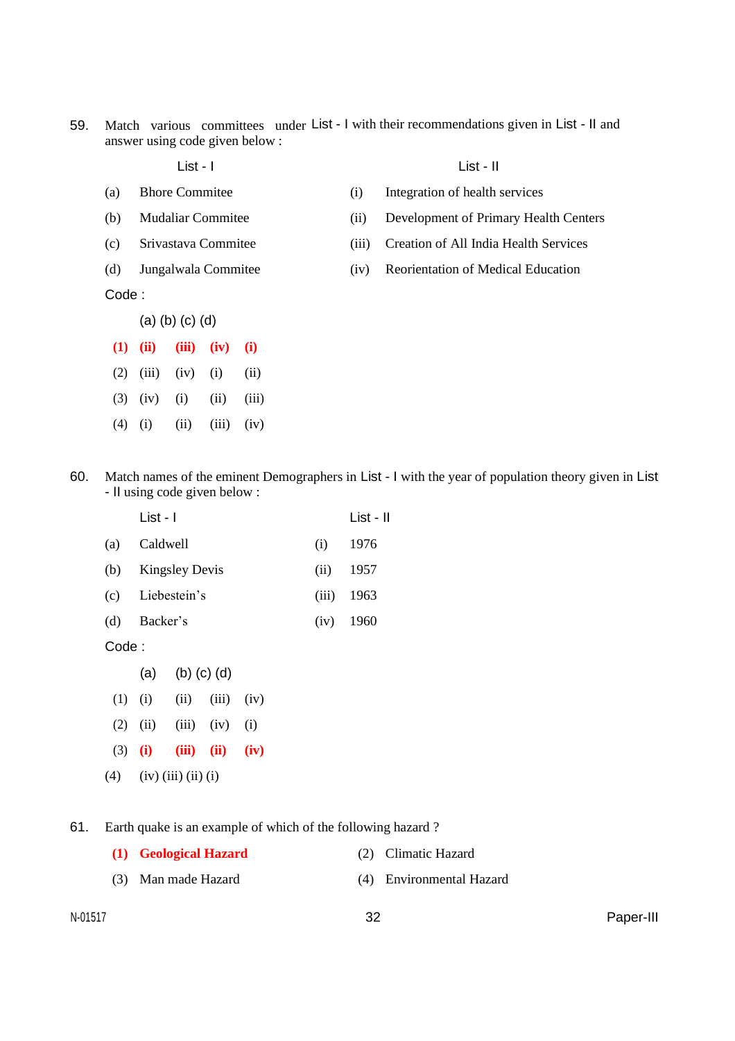59. Match various committees under List - I with their recommendations given in List - II and answer using code given below :

| | List - I | | List - II |
|---|---|---|---|
| (a) | Bhore Commitee | (i) | Integration of health services |
| (b) | Mudaliar Commitee | (ii) | Development of Primary Health Centers |
| (c) | Srivastava Commitee | (iii) | Creation of All India Health Services |
| (d) | Jungalwala Commitee | (iv) | Reorientation of Medical Education |

Code :

| | (a) | (b) | (c) | (d) |
|---|---|---|---|---|
| **(1)** | **(ii)** | **(iii)** | **(iv)** | **(i)** |
| (2) | (iii) | (iv) | (i) | (ii) |
| (3) | (iv) | (i) | (ii) | (iii) |
| (4) | (i) | (ii) | (iii) | (iv) |

60. Match names of the eminent Demographers in List - I with the year of population theory given in List - II using code given below :

| | List - I | | List - II |
|---|---|---|---|
| (a) | Caldwell | (i) | 1976 |
| (b) | Kingsley Devis | (ii) | 1957 |
| (c) | Liebestein's | (iii) | 1963 |
| (d) | Backer's | (iv) | 1960 |

Code :

| | (a) | (b) | (c) | (d) |
|---|---|---|---|---|
| (1) | (i) | (ii) | (iii) | (iv) |
| (2) | (ii) | (iii) | (iv) | (i) |
| (3) | **(i)** | **(iii)** | **(ii)** | **(iv)** |
| (4) | (iv) | (iii) | (ii) | (i) |

61. Earth quake is an example of which of the following hazard ?

**(1) Geological Hazard**

(2) Climatic Hazard

(3) Man made Hazard

(4) Environmental Hazard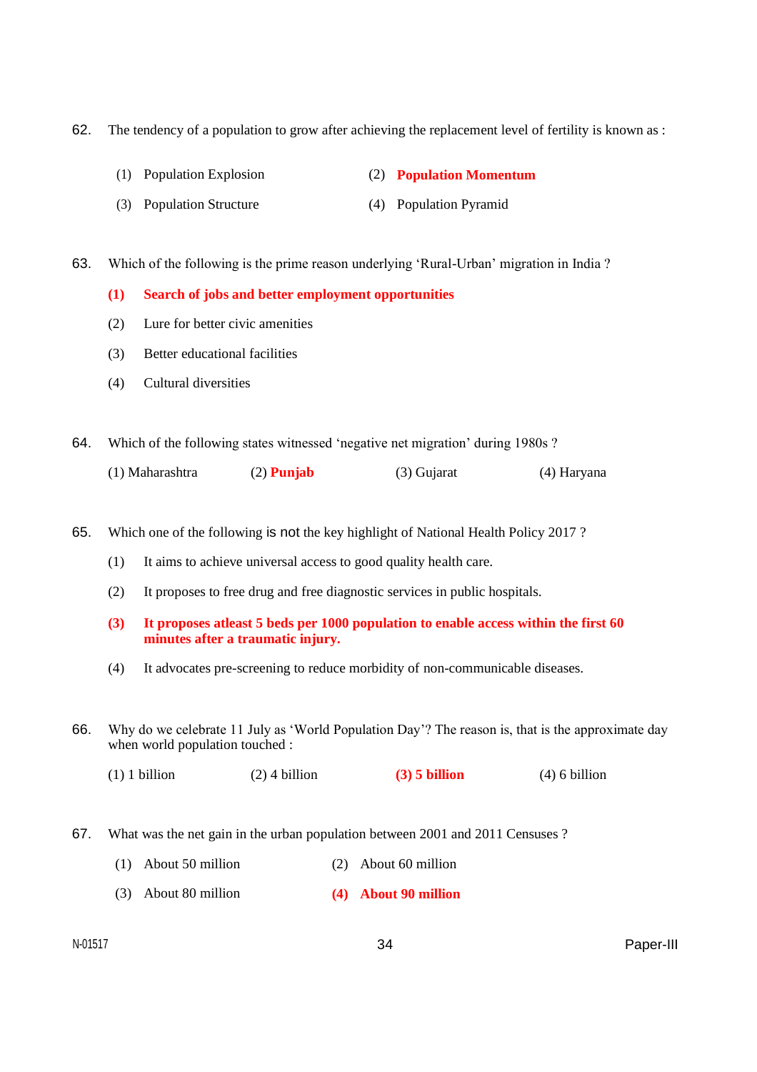62. The tendency of a population to grow after achieving the replacement level of fertility is known as :

(1) Population Explosion
(2) **Population Momentum**
(3) Population Structure
(4) Population Pyramid

63. Which of the following is the prime reason underlying 'Rural-Urban' migration in India ?

**(1) Search of jobs and better employment opportunities**
(2) Lure for better civic amenities
(3) Better educational facilities
(4) Cultural diversities

64. Which of the following states witnessed 'negative net migration' during 1980s ?

(1) Maharashtra (2) **Punjab** (3) Gujarat (4) Haryana

65. Which one of the following is not the key highlight of National Health Policy 2017 ?

(1) It aims to achieve universal access to good quality health care.
(2) It proposes to free drug and free diagnostic services in public hospitals.
**(3) It proposes atleast 5 beds per 1000 population to enable access within the first 60 minutes after a traumatic injury.**
(4) It advocates pre-screening to reduce morbidity of non-communicable diseases.

66. Why do we celebrate 11 July as 'World Population Day'? The reason is, that is the approximate day when world population touched :

(1) 1 billion (2) 4 billion **(3) 5 billion** (4) 6 billion

67. What was the net gain in the urban population between 2001 and 2011 Censuses ?

(1) About 50 million
(2) About 60 million
(3) About 80 million
**(4) About 90 million**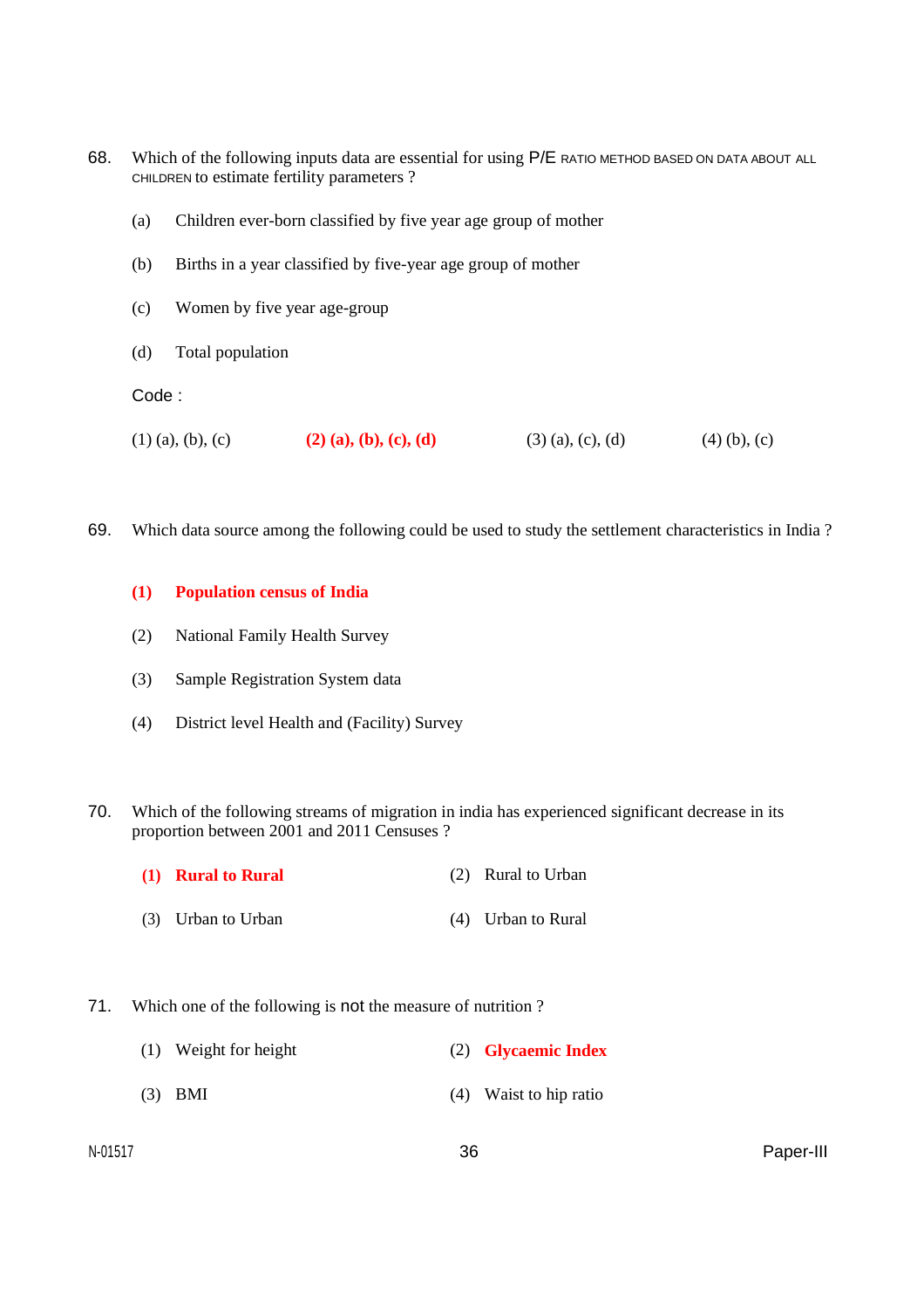68. Which of the following inputs data are essential for using P/E RATIO METHOD BASED ON DATA ABOUT ALL CHILDREN to estimate fertility parameters ?

(a) Children ever-born classified by five year age group of mother

(b) Births in a year classified by five-year age group of mother

(c) Women by five year age-group

(d) Total population

Code :

(1) (a), (b), (c) **(2) (a), (b), (c), (d)** (3) (a), (c), (d) (4) (b), (c)

69. Which data source among the following could be used to study the settlement characteristics in India ?

**(1) Population census of India**

(2) National Family Health Survey

(3) Sample Registration System data

(4) District level Health and (Facility) Survey

70. Which of the following streams of migration in india has experienced significant decrease in its proportion between 2001 and 2011 Censuses ?

**(1) Rural to Rural** (2) Rural to Urban

(3) Urban to Urban (4) Urban to Rural

71. Which one of the following is not the measure of nutrition ?

(1) Weight for height (2) **Glycaemic Index**

(3) BMI (4) Waist to hip ratio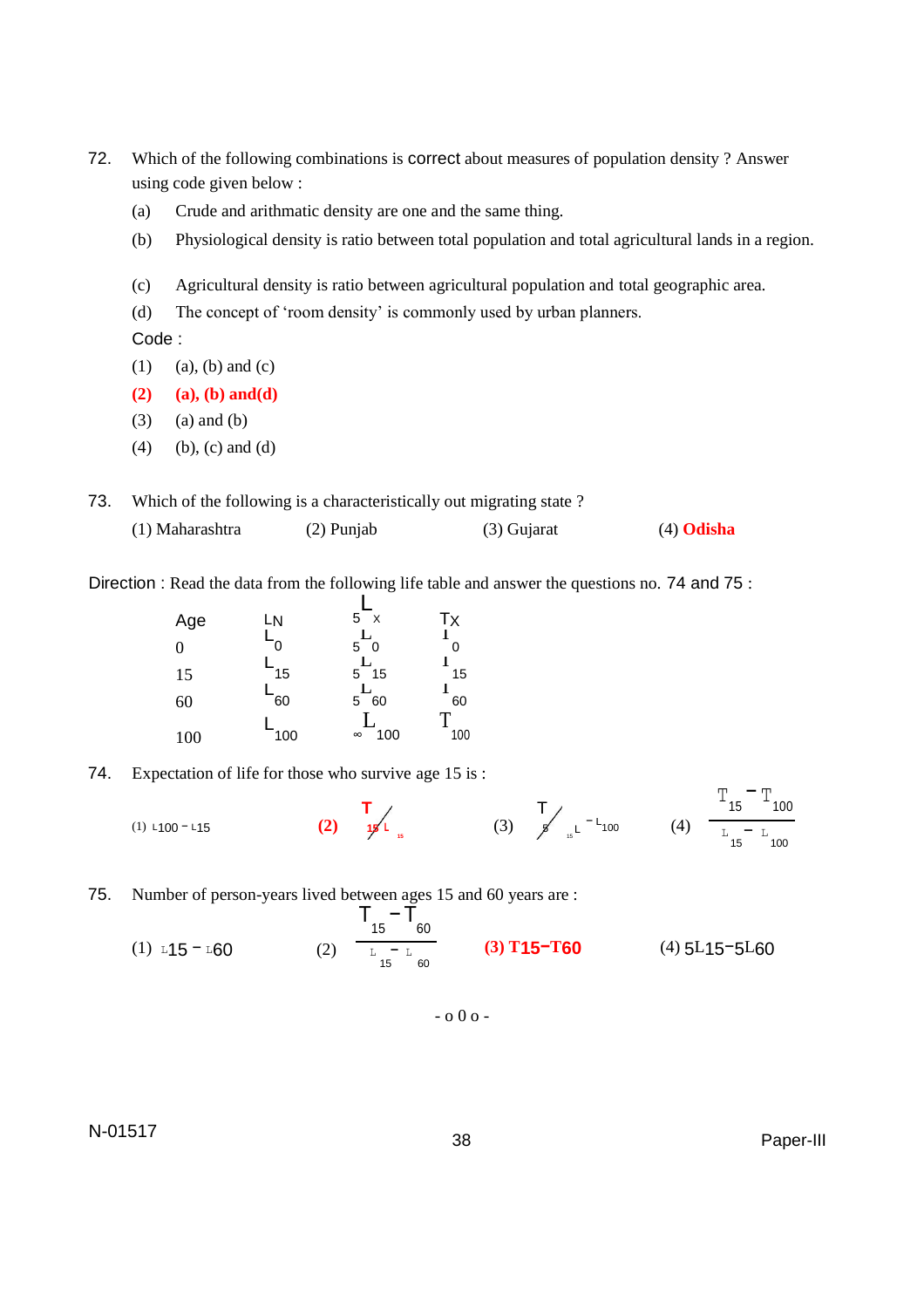72. Which of the following combinations is correct about measures of population density ? Answer using code given below :

    (a) Crude and arithmatic density are one and the same thing.

    (b) Physiological density is ratio between total population and total agricultural lands in a region.

    (c) Agricultural density is ratio between agricultural population and total geographic area.

    (d) The concept of 'room density' is commonly used by urban planners.

    Code :

    (1) (a), (b) and (c)

    **(2) (a), (b) and(d)**

    (3) (a) and (b)

    (4) (b), (c) and (d)

73. Which of the following is a characteristically out migrating state ?

    (1) Maharashtra (2) Punjab (3) Gujarat (4) **Odisha**

Direction : Read the data from the following life table and answer the questions no. 74 and 75 :

| Age | $L_N$ | $_5L_x$ | $T_x$ |
|---|---|---|---|
| 0 | $L_0$ | $_5L_0$ | $T_0$ |
| 15 | $L_{15}$ | $_5L_{15}$ | $T_{15}$ |
| 60 | $L_{60}$ | $_5L_{60}$ | $T_{60}$ |
| 100 | $L_{100}$ | $_\infty L_{100}$ | $T_{100}$ |

74. Expectation of life for those who survive age 15 is :

    (1) $L_{100} - L_{15}$ **(2) $T_{15} / L_{15}$** (3) $T_5 / {}_{15}L - L_{100}$ (4) $\dfrac{T_{15} - T_{100}}{L_{15} - L_{100}}$

75. Number of person-years lived between ages 15 and 60 years are :

    (1) $L_{15} - L_{60}$ (2) $\dfrac{T_{15} - T_{60}}{L_{15} - L_{60}}$ **(3) $T_{15} - T_{60}$** (4) $_5L_{15} - {}_5L_{60}$

- o 0 o -